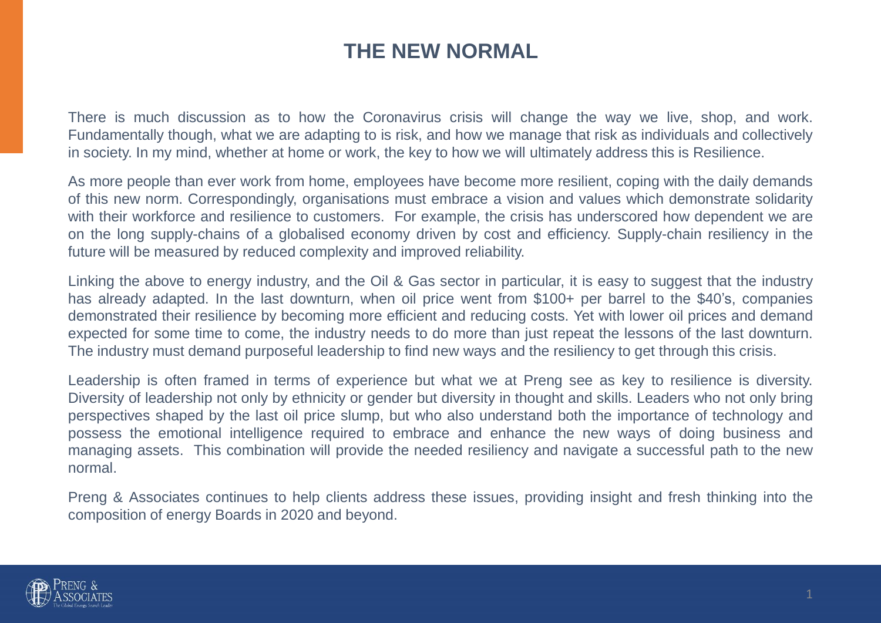# THE NEW NORMAL

There is much discussion as to how the Coronavirus crisis will change the way we live, shop, and work. Fundamentally though, what we are adapting to is risk, and how we manage that risk as individuals and collectively in society. In my mind, whether at home or work, the key to how we will ultimately address this is Resilience.

As more people than ever work from home, employees have become more resilient, coping with the daily demands of this new norm. Correspondingly, organisations must embrace a vision and values which demonstrate solidarity with their workforce and resilience to customers. For example, the crisis has underscored how dependent we are on the long supply-chains of a globalised economy driven by cost and efficiency. Supply-chain resiliency in the future will be measured by reduced complexity and improved reliability.

Linking the above to energy industry, and the Oil & Gas sector in particular, it is easy to suggest that the industry has already adapted. In the last downturn, when oil price went from $100+ per barrel to the $40's, companies demonstrated their resilience by becoming more efficient and reducing costs. Yet with lower oil prices and demand expected for some time to come, the industry needs to do more than just repeat the lessons of the last downturn. The industry must demand purposeful leadership to find new ways and the resiliency to get through this crisis.

Leadership is often framed in terms of experience but what we at Preng see as key to resilience is diversity. Diversity of leadership not only by ethnicity or gender but diversity in thought and skills. Leaders who not only bring perspectives shaped by the last oil price slump, but who also understand both the importance of technology and possess the emotional intelligence required to embrace and enhance the new ways of doing business and managing assets. This combination will provide the needed resiliency and navigate a successful path to the new normal.

Preng & Associates continues to help clients address these issues, providing insight and fresh thinking into the composition of energy Boards in 2020 and beyond.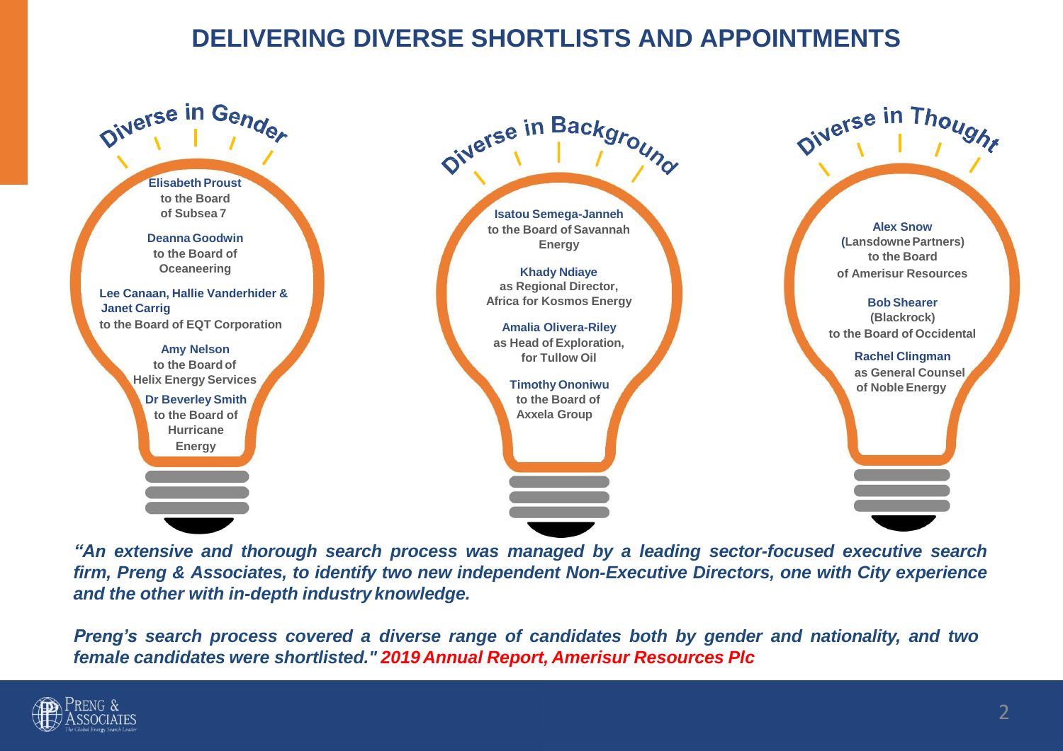# DELIVERING DIVERSE SHORTLISTS AND APPOINTMENTS

## Diverse in Gender

**Elisabeth Proust** to the Board of Subsea 7

**Deanna Goodwin** to the Board of Oceaneering

**Lee Canaan, Hallie Vanderhider & Janet Carrig** to the Board of EQT Corporation

**Amy Nelson** to the Board of Helix Energy Services

**Dr Beverley Smith** to the Board of Hurricane Energy

## Diverse in Background

**Isatou Semega-Janneh** to the Board of Savannah Energy

**Khady Ndiaye** as Regional Director, Africa for Kosmos Energy

**Amalia Olivera-Riley** as Head of Exploration, for Tullow Oil

**Timothy Ononiwu** to the Board of Axxela Group

## Diverse in Thought

**Alex Snow** (Lansdowne Partners) to the Board of Amerisur Resources

**Bob Shearer** (Blackrock) to the Board of Occidental

**Rachel Clingman** as General Counsel of Noble Energy

*"An extensive and thorough search process was managed by a leading sector-focused executive search firm, Preng & Associates, to identify two new independent Non-Executive Directors, one with City experience and the other with in-depth industry knowledge.*

*Preng's search process covered a diverse range of candidates both by gender and nationality, and two female candidates were shortlisted."* ***2019 Annual Report, Amerisur Resources Plc***